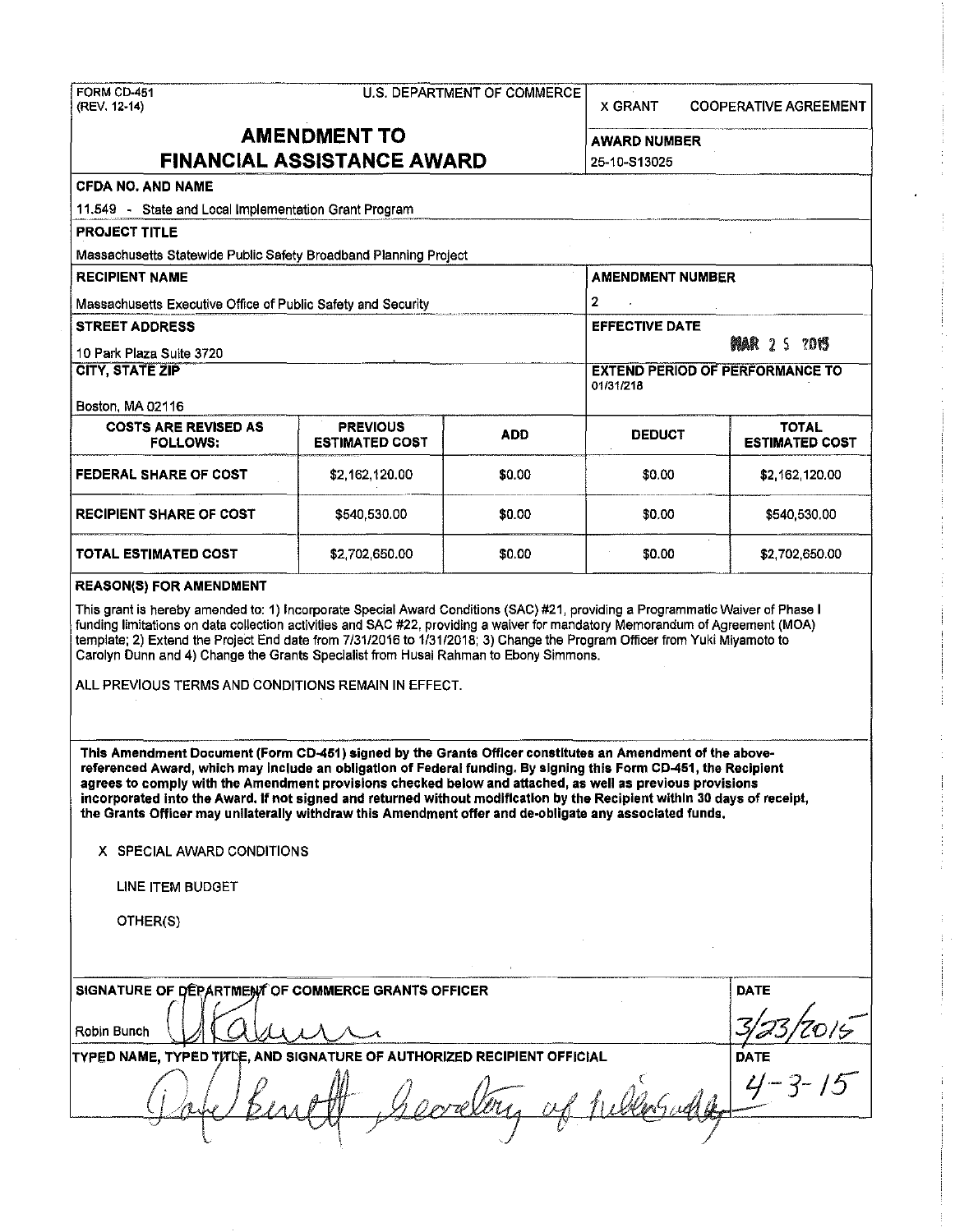FORM CD-451
(REV. 12-14)

U.S. DEPARTMENT OF COMMERCE

X GRANT   COOPERATIVE AGREEMENT

# AMENDMENT TO FINANCIAL ASSISTANCE AWARD

**AWARD NUMBER**
25-10-S13025

**CFDA NO. AND NAME**
11.549 - State and Local Implementation Grant Program

**PROJECT TITLE**
Massachusetts Statewide Public Safety Broadband Planning Project

**RECIPIENT NAME**
Massachusetts Executive Office of Public Safety and Security

**AMENDMENT NUMBER**
2

**STREET ADDRESS**
10 Park Plaza Suite 3720

**EFFECTIVE DATE**
MAR 25 2015

**CITY, STATE ZIP**
Boston, MA 02116

**EXTEND PERIOD OF PERFORMANCE TO**
01/31/218

| COSTS ARE REVISED AS FOLLOWS: | PREVIOUS ESTIMATED COST | ADD | DEDUCT | TOTAL ESTIMATED COST |
|---|---|---|---|---|
| FEDERAL SHARE OF COST | $2,162,120.00 | $0.00 | $0.00 | $2,162,120.00 |
| RECIPIENT SHARE OF COST | $540,530.00 | $0.00 | $0.00 | $540,530.00 |
| TOTAL ESTIMATED COST | $2,702,650.00 | $0.00 | $0.00 | $2,702,650.00 |

**REASON(S) FOR AMENDMENT**

This grant is hereby amended to: 1) Incorporate Special Award Conditions (SAC) #21, providing a Programmatic Waiver of Phase I funding limitations on data collection activities and SAC #22, providing a waiver for mandatory Memorandum of Agreement (MOA) template; 2) Extend the Project End date from 7/31/2016 to 1/31/2018; 3) Change the Program Officer from Yuki Miyamoto to Carolyn Dunn and 4) Change the Grants Specialist from Husai Rahman to Ebony Simmons.

ALL PREVIOUS TERMS AND CONDITIONS REMAIN IN EFFECT.

**This Amendment Document (Form CD-451) signed by the Grants Officer constitutes an Amendment of the above-referenced Award, which may include an obligation of Federal funding. By signing this Form CD-451, the Recipient agrees to comply with the Amendment provisions checked below and attached, as well as previous provisions incorporated into the Award. If not signed and returned without modification by the Recipient within 30 days of receipt, the Grants Officer may unilaterally withdraw this Amendment offer and de-obligate any associated funds.**

X SPECIAL AWARD CONDITIONS

LINE ITEM BUDGET

OTHER(S)

**SIGNATURE OF DEPARTMENT OF COMMERCE GRANTS OFFICER**
Robin Bunch

**DATE**
3/23/2015

**TYPED NAME, TYPED TITLE, AND SIGNATURE OF AUTHORIZED RECIPIENT OFFICIAL**
Dan Bennett, Secretary of Public Safety

**DATE**
4-3-15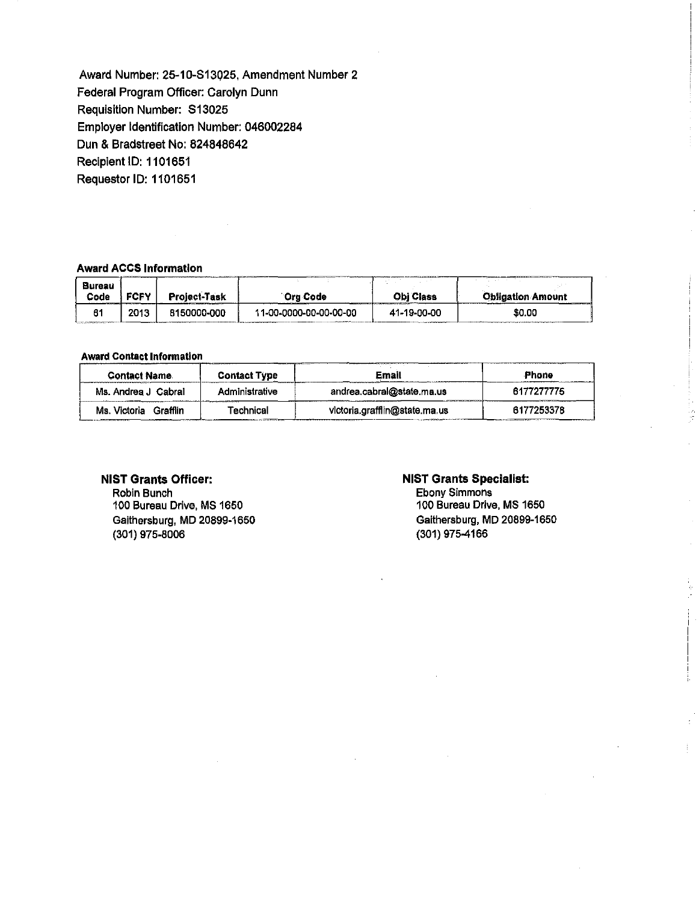Award Number: 25-10-S13025, Amendment Number 2
Federal Program Officer: Carolyn Dunn
Requisition Number: S13025
Employer Identification Number: 046002284
Dun & Bradstreet No: 824848642
Recipient ID: 1101651
Requestor ID: 1101651

**Award ACCS Information**

| Bureau Code | FCFY | Project-Task | Org Code | Obj Class | Obligation Amount |
|---|---|---|---|---|---|
| 61 | 2013 | 8150000-000 | 11-00-0000-00-00-00-00 | 41-19-00-00 | $0.00 |

**Award Contact Information**

| Contact Name | Contact Type | Email | Phone |
|---|---|---|---|
| Ms. Andrea J Cabral | Administrative | andrea.cabral@state.ma.us | 6177277775 |
| Ms. Victoria Grafflin | Technical | victoria.grafflin@state.ma.us | 6177253378 |

**NIST Grants Officer:**
Robin Bunch
100 Bureau Drive, MS 1650
Gaithersburg, MD 20899-1650
(301) 975-8006

**NIST Grants Specialist:**
Ebony Simmons
100 Bureau Drive, MS 1650
Gaithersburg, MD 20899-1650
(301) 975-4166